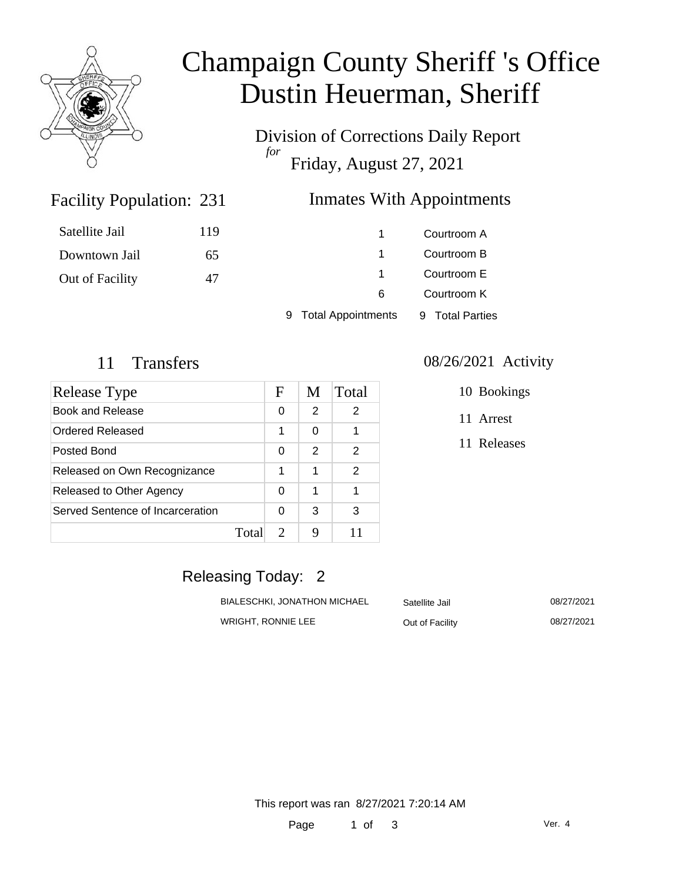# Champaign County Sheriff 's Office
# Dustin Heuerman, Sheriff

Division of Corrections Daily Report
*for*
Friday, August 27, 2021

## Facility Population: 231

| | |
|---|---|
| Satellite Jail | 119 |
| Downtown Jail | 65 |
| Out of Facility | 47 |

## Inmates With Appointments

| | |
|---|---|
| 1 | Courtroom A |
| 1 | Courtroom B |
| 1 | Courtroom E |
| 6 | Courtroom K |
| 9 Total Appointments | 9 Total Parties |

## 11 Transfers

| Release Type | F | M | Total |
|---|---|---|---|
| Book and Release | 0 | 2 | 2 |
| Ordered Released | 1 | 0 | 1 |
| Posted Bond | 0 | 2 | 2 |
| Released on Own Recognizance | 1 | 1 | 2 |
| Released to Other Agency | 0 | 1 | 1 |
| Served Sentence of Incarceration | 0 | 3 | 3 |
| Total | 2 | 9 | 11 |

## 08/26/2021 Activity

- 10 Bookings
- 11 Arrest
- 11 Releases

## Releasing Today: 2

| | | |
|---|---|---|
| BIALESCHKI, JONATHON MICHAEL | Satellite Jail | 08/27/2021 |
| WRIGHT, RONNIE LEE | Out of Facility | 08/27/2021 |

This report was ran 8/27/2021 7:20:14 AM

Ver. 4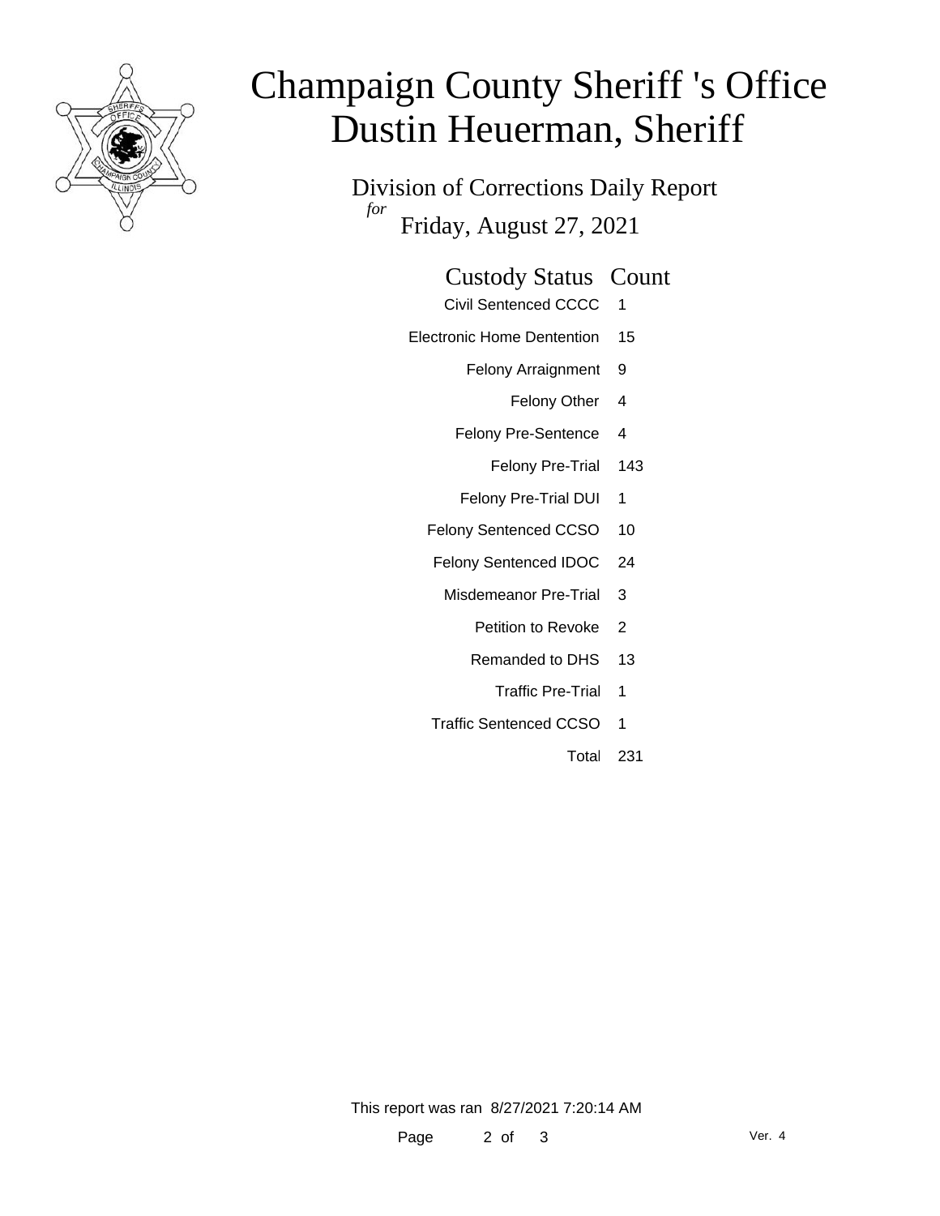# Champaign County Sheriff 's Office
# Dustin Heuerman, Sheriff

Division of Corrections Daily Report
*for*
Friday, August 27, 2021

| Custody Status | Count |
|---|---|
| Civil Sentenced CCCC | 1 |
| Electronic Home Dentention | 15 |
| Felony Arraignment | 9 |
| Felony Other | 4 |
| Felony Pre-Sentence | 4 |
| Felony Pre-Trial | 143 |
| Felony Pre-Trial DUI | 1 |
| Felony Sentenced CCSO | 10 |
| Felony Sentenced IDOC | 24 |
| Misdemeanor Pre-Trial | 3 |
| Petition to Revoke | 2 |
| Remanded to DHS | 13 |
| Traffic Pre-Trial | 1 |
| Traffic Sentenced CCSO | 1 |
| Total | 231 |

This report was ran 8/27/2021 7:20:14 AM

Ver. 4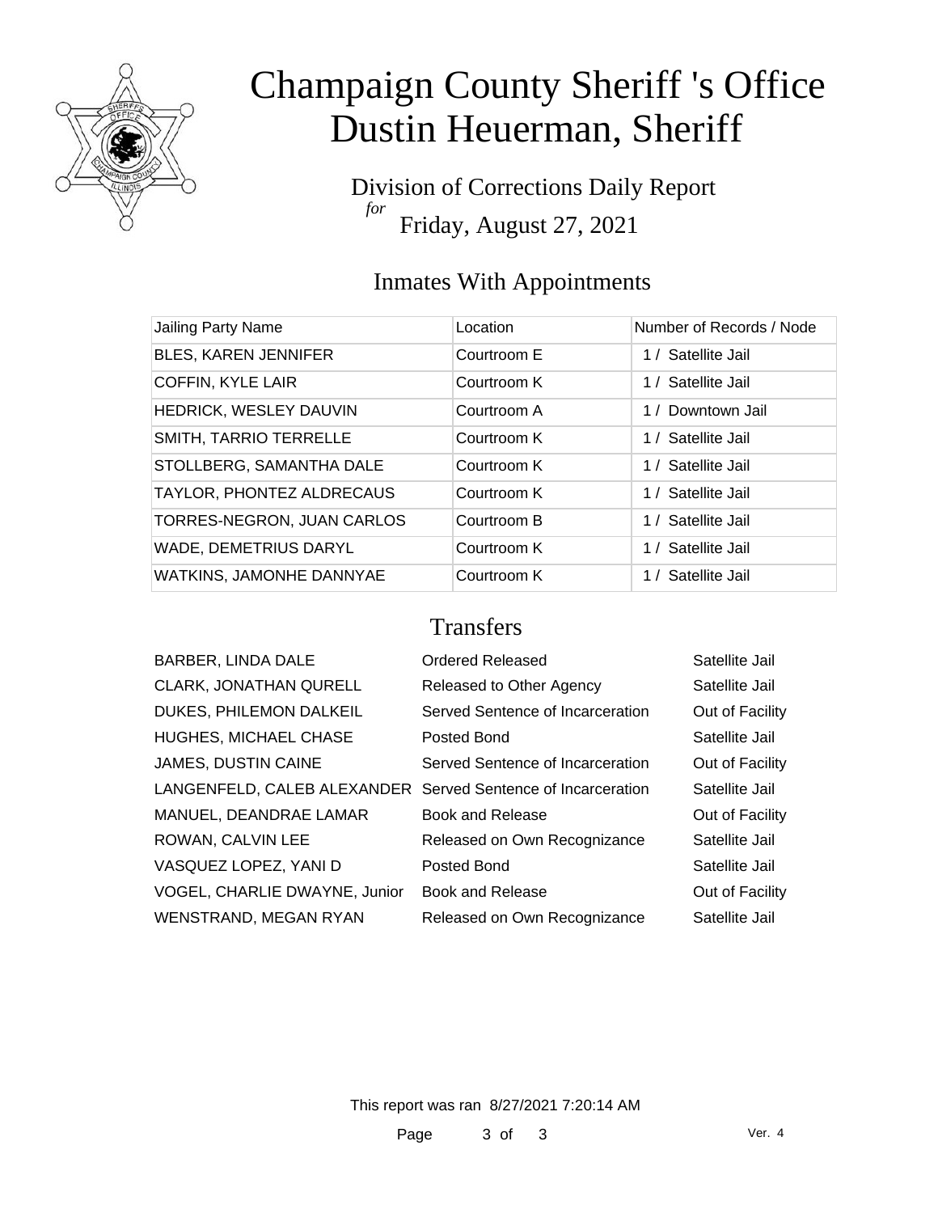# Champaign County Sheriff 's Office
# Dustin Heuerman, Sheriff

Division of Corrections Daily Report

*for*

Friday, August 27, 2021

## Inmates With Appointments

| Jailing Party Name | Location | Number of Records / Node |
|---|---|---|
| BLES, KAREN JENNIFER | Courtroom E | 1 / Satellite Jail |
| COFFIN, KYLE LAIR | Courtroom K | 1 / Satellite Jail |
| HEDRICK, WESLEY DAUVIN | Courtroom A | 1 / Downtown Jail |
| SMITH, TARRIO TERRELLE | Courtroom K | 1 / Satellite Jail |
| STOLLBERG, SAMANTHA DALE | Courtroom K | 1 / Satellite Jail |
| TAYLOR, PHONTEZ ALDRECAUS | Courtroom K | 1 / Satellite Jail |
| TORRES-NEGRON, JUAN CARLOS | Courtroom B | 1 / Satellite Jail |
| WADE, DEMETRIUS DARYL | Courtroom K | 1 / Satellite Jail |
| WATKINS, JAMONHE DANNYAE | Courtroom K | 1 / Satellite Jail |

## Transfers

| | | |
|---|---|---|
| BARBER, LINDA DALE | Ordered Released | Satellite Jail |
| CLARK, JONATHAN QURELL | Released to Other Agency | Satellite Jail |
| DUKES, PHILEMON DALKEIL | Served Sentence of Incarceration | Out of Facility |
| HUGHES, MICHAEL CHASE | Posted Bond | Satellite Jail |
| JAMES, DUSTIN CAINE | Served Sentence of Incarceration | Out of Facility |
| LANGENFELD, CALEB ALEXANDER | Served Sentence of Incarceration | Satellite Jail |
| MANUEL, DEANDRAE LAMAR | Book and Release | Out of Facility |
| ROWAN, CALVIN LEE | Released on Own Recognizance | Satellite Jail |
| VASQUEZ LOPEZ, YANI D | Posted Bond | Satellite Jail |
| VOGEL, CHARLIE DWAYNE, Junior | Book and Release | Out of Facility |
| WENSTRAND, MEGAN RYAN | Released on Own Recognizance | Satellite Jail |

This report was ran 8/27/2021 7:20:14 AM

Ver. 4